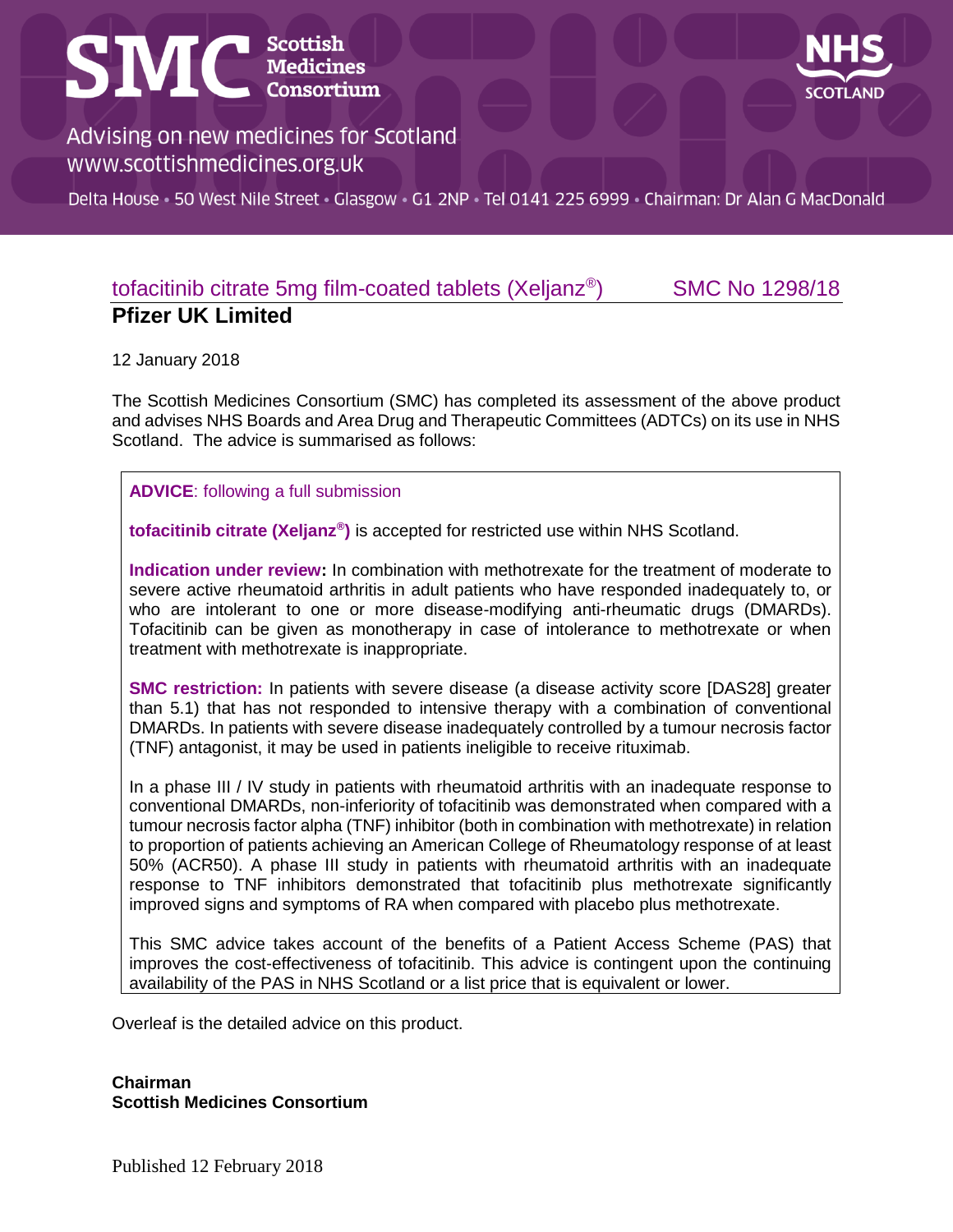# SMC Scottish Medicines Consortium

Advising on new medicines for Scotland
www.scottishmedicines.org.uk

Delta House • 50 West Nile Street • Glasgow • G1 2NP • Tel 0141 225 6999 • Chairman: Dr Alan G MacDonald

NHS SCOTLAND

## tofacitinib citrate 5mg film-coated tablets (Xeljanz®) SMC No 1298/18

**Pfizer UK Limited**

12 January 2018

The Scottish Medicines Consortium (SMC) has completed its assessment of the above product and advises NHS Boards and Area Drug and Therapeutic Committees (ADTCs) on its use in NHS Scotland. The advice is summarised as follows:

**ADVICE**: following a full submission

**tofacitinib citrate (Xeljanz®)** is accepted for restricted use within NHS Scotland.

**Indication under review:** In combination with methotrexate for the treatment of moderate to severe active rheumatoid arthritis in adult patients who have responded inadequately to, or who are intolerant to one or more disease-modifying anti-rheumatic drugs (DMARDs). Tofacitinib can be given as monotherapy in case of intolerance to methotrexate or when treatment with methotrexate is inappropriate.

**SMC restriction:** In patients with severe disease (a disease activity score [DAS28] greater than 5.1) that has not responded to intensive therapy with a combination of conventional DMARDs. In patients with severe disease inadequately controlled by a tumour necrosis factor (TNF) antagonist, it may be used in patients ineligible to receive rituximab.

In a phase III / IV study in patients with rheumatoid arthritis with an inadequate response to conventional DMARDs, non-inferiority of tofacitinib was demonstrated when compared with a tumour necrosis factor alpha (TNF) inhibitor (both in combination with methotrexate) in relation to proportion of patients achieving an American College of Rheumatology response of at least 50% (ACR50). A phase III study in patients with rheumatoid arthritis with an inadequate response to TNF inhibitors demonstrated that tofacitinib plus methotrexate significantly improved signs and symptoms of RA when compared with placebo plus methotrexate.

This SMC advice takes account of the benefits of a Patient Access Scheme (PAS) that improves the cost-effectiveness of tofacitinib. This advice is contingent upon the continuing availability of the PAS in NHS Scotland or a list price that is equivalent or lower.

Overleaf is the detailed advice on this product.

**Chairman**
**Scottish Medicines Consortium**

Published 12 February 2018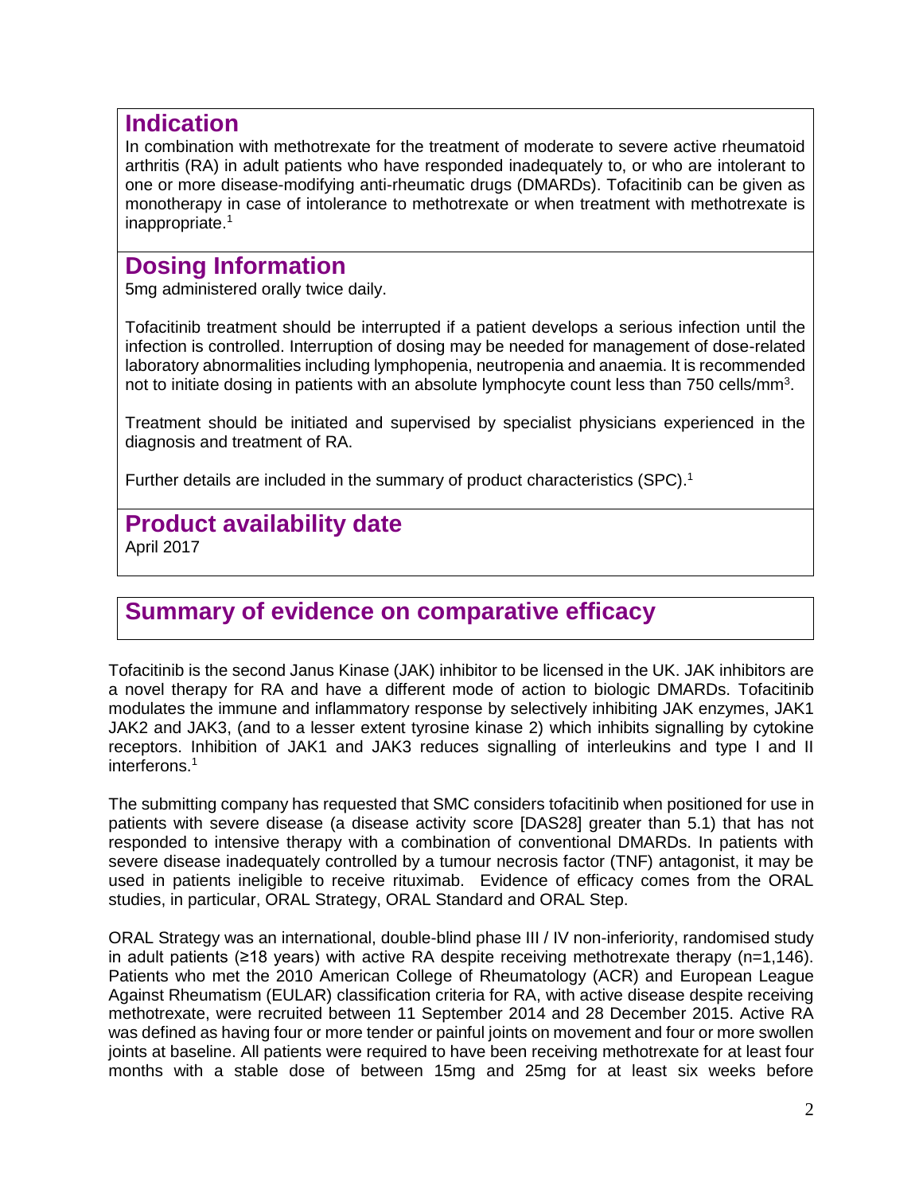## Indication

In combination with methotrexate for the treatment of moderate to severe active rheumatoid arthritis (RA) in adult patients who have responded inadequately to, or who are intolerant to one or more disease-modifying anti-rheumatic drugs (DMARDs). Tofacitinib can be given as monotherapy in case of intolerance to methotrexate or when treatment with methotrexate is inappropriate.[1]

## Dosing Information

5mg administered orally twice daily.

Tofacitinib treatment should be interrupted if a patient develops a serious infection until the infection is controlled. Interruption of dosing may be needed for management of dose-related laboratory abnormalities including lymphopenia, neutropenia and anaemia. It is recommended not to initiate dosing in patients with an absolute lymphocyte count less than 750 cells/mm$^3$.

Treatment should be initiated and supervised by specialist physicians experienced in the diagnosis and treatment of RA.

Further details are included in the summary of product characteristics (SPC).[1]

## Product availability date

April 2017

## Summary of evidence on comparative efficacy

Tofacitinib is the second Janus Kinase (JAK) inhibitor to be licensed in the UK. JAK inhibitors are a novel therapy for RA and have a different mode of action to biologic DMARDs. Tofacitinib modulates the immune and inflammatory response by selectively inhibiting JAK enzymes, JAK1 JAK2 and JAK3, (and to a lesser extent tyrosine kinase 2) which inhibits signalling by cytokine receptors. Inhibition of JAK1 and JAK3 reduces signalling of interleukins and type I and II interferons.[1]

The submitting company has requested that SMC considers tofacitinib when positioned for use in patients with severe disease (a disease activity score [DAS28] greater than 5.1) that has not responded to intensive therapy with a combination of conventional DMARDs. In patients with severe disease inadequately controlled by a tumour necrosis factor (TNF) antagonist, it may be used in patients ineligible to receive rituximab. Evidence of efficacy comes from the ORAL studies, in particular, ORAL Strategy, ORAL Standard and ORAL Step.

ORAL Strategy was an international, double-blind phase III / IV non-inferiority, randomised study in adult patients (≥18 years) with active RA despite receiving methotrexate therapy (n=1,146). Patients who met the 2010 American College of Rheumatology (ACR) and European League Against Rheumatism (EULAR) classification criteria for RA, with active disease despite receiving methotrexate, were recruited between 11 September 2014 and 28 December 2015. Active RA was defined as having four or more tender or painful joints on movement and four or more swollen joints at baseline. All patients were required to have been receiving methotrexate for at least four months with a stable dose of between 15mg and 25mg for at least six weeks before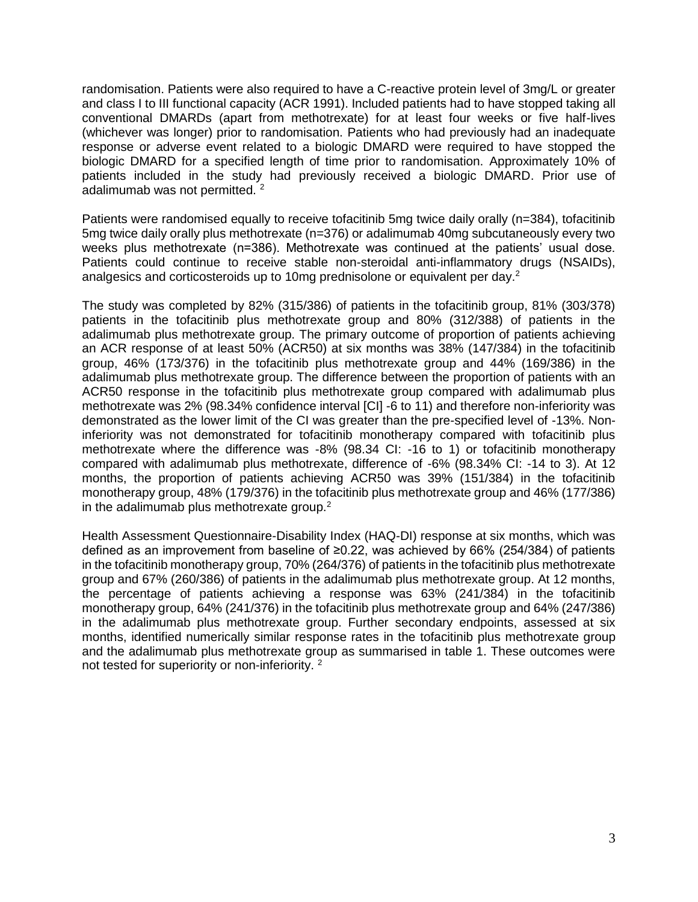randomisation. Patients were also required to have a C-reactive protein level of 3mg/L or greater and class I to III functional capacity (ACR 1991). Included patients had to have stopped taking all conventional DMARDs (apart from methotrexate) for at least four weeks or five half-lives (whichever was longer) prior to randomisation. Patients who had previously had an inadequate response or adverse event related to a biologic DMARD were required to have stopped the biologic DMARD for a specified length of time prior to randomisation. Approximately 10% of patients included in the study had previously received a biologic DMARD. Prior use of adalimumab was not permitted. [2]

Patients were randomised equally to receive tofacitinib 5mg twice daily orally (n=384), tofacitinib 5mg twice daily orally plus methotrexate (n=376) or adalimumab 40mg subcutaneously every two weeks plus methotrexate (n=386). Methotrexate was continued at the patients' usual dose. Patients could continue to receive stable non-steroidal anti-inflammatory drugs (NSAIDs), analgesics and corticosteroids up to 10mg prednisolone or equivalent per day.[2]

The study was completed by 82% (315/386) of patients in the tofacitinib group, 81% (303/378) patients in the tofacitinib plus methotrexate group and 80% (312/388) of patients in the adalimumab plus methotrexate group. The primary outcome of proportion of patients achieving an ACR response of at least 50% (ACR50) at six months was 38% (147/384) in the tofacitinib group, 46% (173/376) in the tofacitinib plus methotrexate group and 44% (169/386) in the adalimumab plus methotrexate group. The difference between the proportion of patients with an ACR50 response in the tofacitinib plus methotrexate group compared with adalimumab plus methotrexate was 2% (98.34% confidence interval [CI] -6 to 11) and therefore non-inferiority was demonstrated as the lower limit of the CI was greater than the pre-specified level of -13%. Non-inferiority was not demonstrated for tofacitinib monotherapy compared with tofacitinib plus methotrexate where the difference was -8% (98.34 CI: -16 to 1) or tofacitinib monotherapy compared with adalimumab plus methotrexate, difference of -6% (98.34% CI: -14 to 3). At 12 months, the proportion of patients achieving ACR50 was 39% (151/384) in the tofacitinib monotherapy group, 48% (179/376) in the tofacitinib plus methotrexate group and 46% (177/386) in the adalimumab plus methotrexate group.[2]

Health Assessment Questionnaire-Disability Index (HAQ-DI) response at six months, which was defined as an improvement from baseline of ≥0.22, was achieved by 66% (254/384) of patients in the tofacitinib monotherapy group, 70% (264/376) of patients in the tofacitinib plus methotrexate group and 67% (260/386) of patients in the adalimumab plus methotrexate group. At 12 months, the percentage of patients achieving a response was 63% (241/384) in the tofacitinib monotherapy group, 64% (241/376) in the tofacitinib plus methotrexate group and 64% (247/386) in the adalimumab plus methotrexate group. Further secondary endpoints, assessed at six months, identified numerically similar response rates in the tofacitinib plus methotrexate group and the adalimumab plus methotrexate group as summarised in table 1. These outcomes were not tested for superiority or non-inferiority. [2]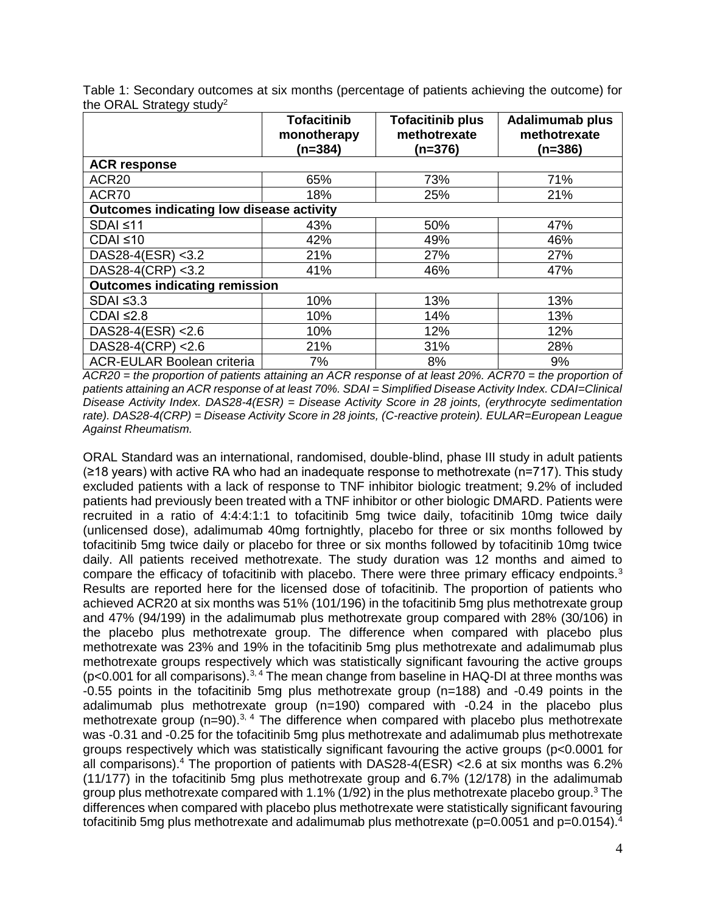Table 1: Secondary outcomes at six months (percentage of patients achieving the outcome) for the ORAL Strategy study[2]

| | Tofacitinib monotherapy (n=384) | Tofacitinib plus methotrexate (n=376) | Adalimumab plus methotrexate (n=386) |
|---|---|---|---|
| **ACR response** | | | |
| ACR20 | 65% | 73% | 71% |
| ACR70 | 18% | 25% | 21% |
| **Outcomes indicating low disease activity** | | | |
| SDAI ≤11 | 43% | 50% | 47% |
| CDAI ≤10 | 42% | 49% | 46% |
| DAS28-4(ESR) <3.2 | 21% | 27% | 27% |
| DAS28-4(CRP) <3.2 | 41% | 46% | 47% |
| **Outcomes indicating remission** | | | |
| SDAI ≤3.3 | 10% | 13% | 13% |
| CDAI ≤2.8 | 10% | 14% | 13% |
| DAS28-4(ESR) <2.6 | 10% | 12% | 12% |
| DAS28-4(CRP) <2.6 | 21% | 31% | 28% |
| ACR-EULAR Boolean criteria | 7% | 8% | 9% |

*ACR20 = the proportion of patients attaining an ACR response of at least 20%. ACR70 = the proportion of patients attaining an ACR response of at least 70%. SDAI = Simplified Disease Activity Index. CDAI=Clinical Disease Activity Index. DAS28-4(ESR) = Disease Activity Score in 28 joints, (erythrocyte sedimentation rate). DAS28-4(CRP) = Disease Activity Score in 28 joints, (C-reactive protein). EULAR=European League Against Rheumatism.*

ORAL Standard was an international, randomised, double-blind, phase III study in adult patients (≥18 years) with active RA who had an inadequate response to methotrexate (n=717). This study excluded patients with a lack of response to TNF inhibitor biologic treatment; 9.2% of included patients had previously been treated with a TNF inhibitor or other biologic DMARD. Patients were recruited in a ratio of 4:4:4:1:1 to tofacitinib 5mg twice daily, tofacitinib 10mg twice daily (unlicensed dose), adalimumab 40mg fortnightly, placebo for three or six months followed by tofacitinib 5mg twice daily or placebo for three or six months followed by tofacitinib 10mg twice daily. All patients received methotrexate. The study duration was 12 months and aimed to compare the efficacy of tofacitinib with placebo. There were three primary efficacy endpoints.[3] Results are reported here for the licensed dose of tofacitinib. The proportion of patients who achieved ACR20 at six months was 51% (101/196) in the tofacitinib 5mg plus methotrexate group and 47% (94/199) in the adalimumab plus methotrexate group compared with 28% (30/106) in the placebo plus methotrexate group. The difference when compared with placebo plus methotrexate was 23% and 19% in the tofacitinib 5mg plus methotrexate and adalimumab plus methotrexate groups respectively which was statistically significant favouring the active groups ($p<0.001$ for all comparisons).[3, 4] The mean change from baseline in HAQ-DI at three months was -0.55 points in the tofacitinib 5mg plus methotrexate group (n=188) and -0.49 points in the adalimumab plus methotrexate group (n=190) compared with -0.24 in the placebo plus methotrexate group (n=90).[3, 4] The difference when compared with placebo plus methotrexate was -0.31 and -0.25 for the tofacitinib 5mg plus methotrexate and adalimumab plus methotrexate groups respectively which was statistically significant favouring the active groups ($p<0.0001$ for all comparisons).[4] The proportion of patients with DAS28-4(ESR) <2.6 at six months was 6.2% (11/177) in the tofacitinib 5mg plus methotrexate group and 6.7% (12/178) in the adalimumab group plus methotrexate compared with 1.1% (1/92) in the plus methotrexate placebo group.[3] The differences when compared with placebo plus methotrexate were statistically significant favouring tofacitinib 5mg plus methotrexate and adalimumab plus methotrexate ($p=0.0051$ and $p=0.0154$).[4]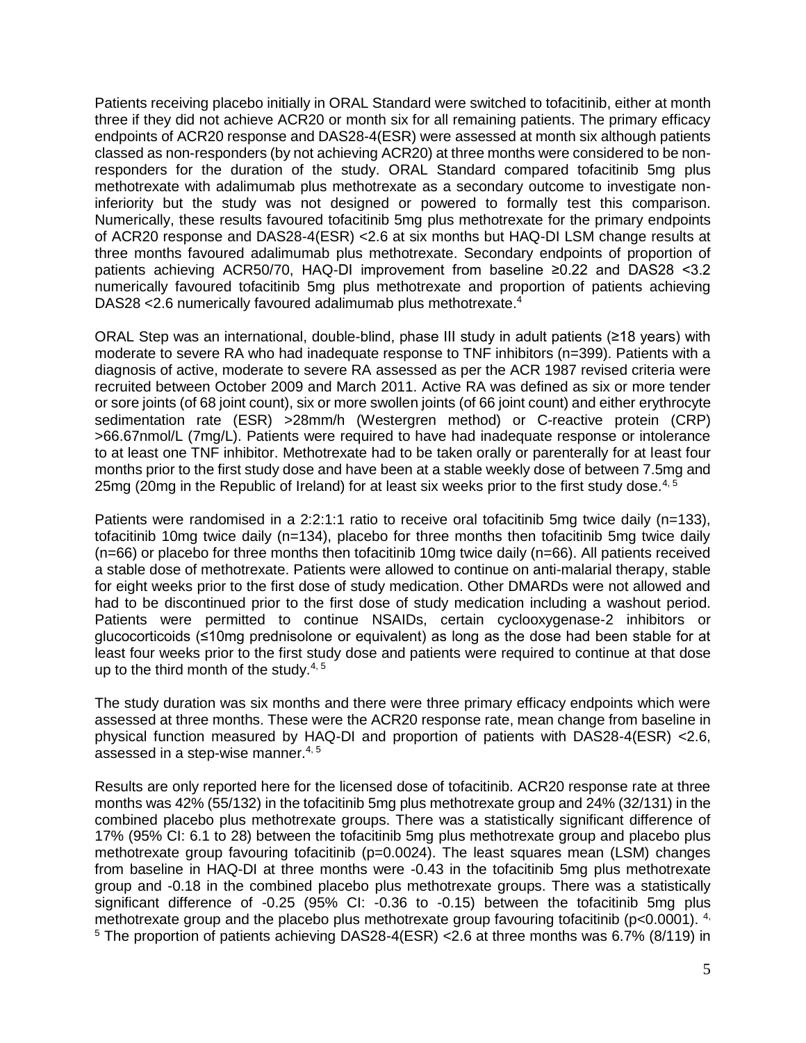Patients receiving placebo initially in ORAL Standard were switched to tofacitinib, either at month three if they did not achieve ACR20 or month six for all remaining patients. The primary efficacy endpoints of ACR20 response and DAS28-4(ESR) were assessed at month six although patients classed as non-responders (by not achieving ACR20) at three months were considered to be non-responders for the duration of the study. ORAL Standard compared tofacitinib 5mg plus methotrexate with adalimumab plus methotrexate as a secondary outcome to investigate non-inferiority but the study was not designed or powered to formally test this comparison. Numerically, these results favoured tofacitinib 5mg plus methotrexate for the primary endpoints of ACR20 response and DAS28-4(ESR) <2.6 at six months but HAQ-DI LSM change results at three months favoured adalimumab plus methotrexate. Secondary endpoints of proportion of patients achieving ACR50/70, HAQ-DI improvement from baseline ≥0.22 and DAS28 <3.2 numerically favoured tofacitinib 5mg plus methotrexate and proportion of patients achieving DAS28 <2.6 numerically favoured adalimumab plus methotrexate.[4]

ORAL Step was an international, double-blind, phase III study in adult patients (≥18 years) with moderate to severe RA who had inadequate response to TNF inhibitors (n=399). Patients with a diagnosis of active, moderate to severe RA assessed as per the ACR 1987 revised criteria were recruited between October 2009 and March 2011. Active RA was defined as six or more tender or sore joints (of 68 joint count), six or more swollen joints (of 66 joint count) and either erythrocyte sedimentation rate (ESR) >28mm/h (Westergren method) or C-reactive protein (CRP) >66.67nmol/L (7mg/L). Patients were required to have had inadequate response or intolerance to at least one TNF inhibitor. Methotrexate had to be taken orally or parenterally for at least four months prior to the first study dose and have been at a stable weekly dose of between 7.5mg and 25mg (20mg in the Republic of Ireland) for at least six weeks prior to the first study dose.[4, 5]

Patients were randomised in a 2:2:1:1 ratio to receive oral tofacitinib 5mg twice daily (n=133), tofacitinib 10mg twice daily (n=134), placebo for three months then tofacitinib 5mg twice daily (n=66) or placebo for three months then tofacitinib 10mg twice daily (n=66). All patients received a stable dose of methotrexate. Patients were allowed to continue on anti-malarial therapy, stable for eight weeks prior to the first dose of study medication. Other DMARDs were not allowed and had to be discontinued prior to the first dose of study medication including a washout period. Patients were permitted to continue NSAIDs, certain cyclooxygenase-2 inhibitors or glucocorticoids (≤10mg prednisolone or equivalent) as long as the dose had been stable for at least four weeks prior to the first study dose and patients were required to continue at that dose up to the third month of the study.[4, 5]

The study duration was six months and there were three primary efficacy endpoints which were assessed at three months. These were the ACR20 response rate, mean change from baseline in physical function measured by HAQ-DI and proportion of patients with DAS28-4(ESR) <2.6, assessed in a step-wise manner.[4, 5]

Results are only reported here for the licensed dose of tofacitinib. ACR20 response rate at three months was 42% (55/132) in the tofacitinib 5mg plus methotrexate group and 24% (32/131) in the combined placebo plus methotrexate groups. There was a statistically significant difference of 17% (95% CI: 6.1 to 28) between the tofacitinib 5mg plus methotrexate group and placebo plus methotrexate group favouring tofacitinib (p=0.0024). The least squares mean (LSM) changes from baseline in HAQ-DI at three months were -0.43 in the tofacitinib 5mg plus methotrexate group and -0.18 in the combined placebo plus methotrexate groups. There was a statistically significant difference of -0.25 (95% CI: -0.36 to -0.15) between the tofacitinib 5mg plus methotrexate group and the placebo plus methotrexate group favouring tofacitinib (p<0.0001).[4, 5] The proportion of patients achieving DAS28-4(ESR) <2.6 at three months was 6.7% (8/119) in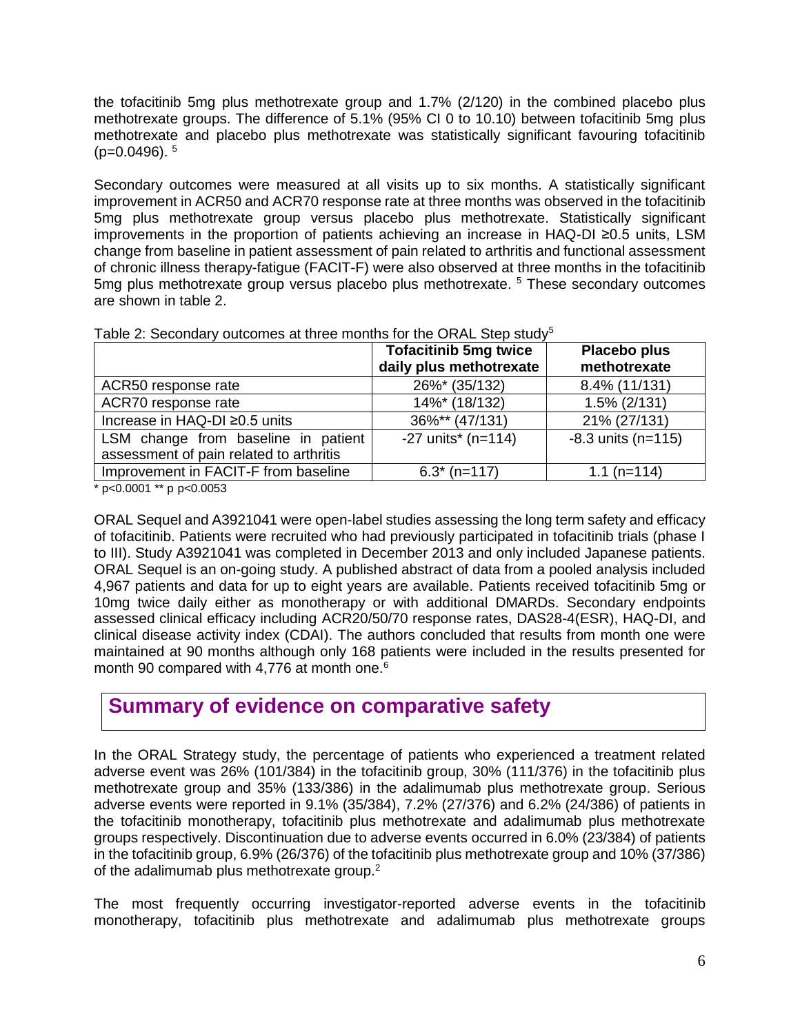the tofacitinib 5mg plus methotrexate group and 1.7% (2/120) in the combined placebo plus methotrexate groups. The difference of 5.1% (95% CI 0 to 10.10) between tofacitinib 5mg plus methotrexate and placebo plus methotrexate was statistically significant favouring tofacitinib (p=0.0496). [5]

Secondary outcomes were measured at all visits up to six months. A statistically significant improvement in ACR50 and ACR70 response rate at three months was observed in the tofacitinib 5mg plus methotrexate group versus placebo plus methotrexate. Statistically significant improvements in the proportion of patients achieving an increase in HAQ-DI ≥0.5 units, LSM change from baseline in patient assessment of pain related to arthritis and functional assessment of chronic illness therapy-fatigue (FACIT-F) were also observed at three months in the tofacitinib 5mg plus methotrexate group versus placebo plus methotrexate. [5] These secondary outcomes are shown in table 2.

Table 2: Secondary outcomes at three months for the ORAL Step study[5]

| | Tofacitinib 5mg twice daily plus methotrexate | Placebo plus methotrexate |
|---|---|---|
| ACR50 response rate | 26%* (35/132) | 8.4% (11/131) |
| ACR70 response rate | 14%* (18/132) | 1.5% (2/131) |
| Increase in HAQ-DI ≥0.5 units | 36%** (47/131) | 21% (27/131) |
| LSM change from baseline in patient assessment of pain related to arthritis | -27 units* (n=114) | -8.3 units (n=115) |
| Improvement in FACIT-F from baseline | 6.3* (n=117) | 1.1 (n=114) |

\* p<0.0001 ** p p<0.0053

ORAL Sequel and A3921041 were open-label studies assessing the long term safety and efficacy of tofacitinib. Patients were recruited who had previously participated in tofacitinib trials (phase I to III). Study A3921041 was completed in December 2013 and only included Japanese patients. ORAL Sequel is an on-going study. A published abstract of data from a pooled analysis included 4,967 patients and data for up to eight years are available. Patients received tofacitinib 5mg or 10mg twice daily either as monotherapy or with additional DMARDs. Secondary endpoints assessed clinical efficacy including ACR20/50/70 response rates, DAS28-4(ESR), HAQ-DI, and clinical disease activity index (CDAI). The authors concluded that results from month one were maintained at 90 months although only 168 patients were included in the results presented for month 90 compared with 4,776 at month one.[6]

## Summary of evidence on comparative safety

In the ORAL Strategy study, the percentage of patients who experienced a treatment related adverse event was 26% (101/384) in the tofacitinib group, 30% (111/376) in the tofacitinib plus methotrexate group and 35% (133/386) in the adalimumab plus methotrexate group. Serious adverse events were reported in 9.1% (35/384), 7.2% (27/376) and 6.2% (24/386) of patients in the tofacitinib monotherapy, tofacitinib plus methotrexate and adalimumab plus methotrexate groups respectively. Discontinuation due to adverse events occurred in 6.0% (23/384) of patients in the tofacitinib group, 6.9% (26/376) of the tofacitinib plus methotrexate group and 10% (37/386) of the adalimumab plus methotrexate group.[2]

The most frequently occurring investigator-reported adverse events in the tofacitinib monotherapy, tofacitinib plus methotrexate and adalimumab plus methotrexate groups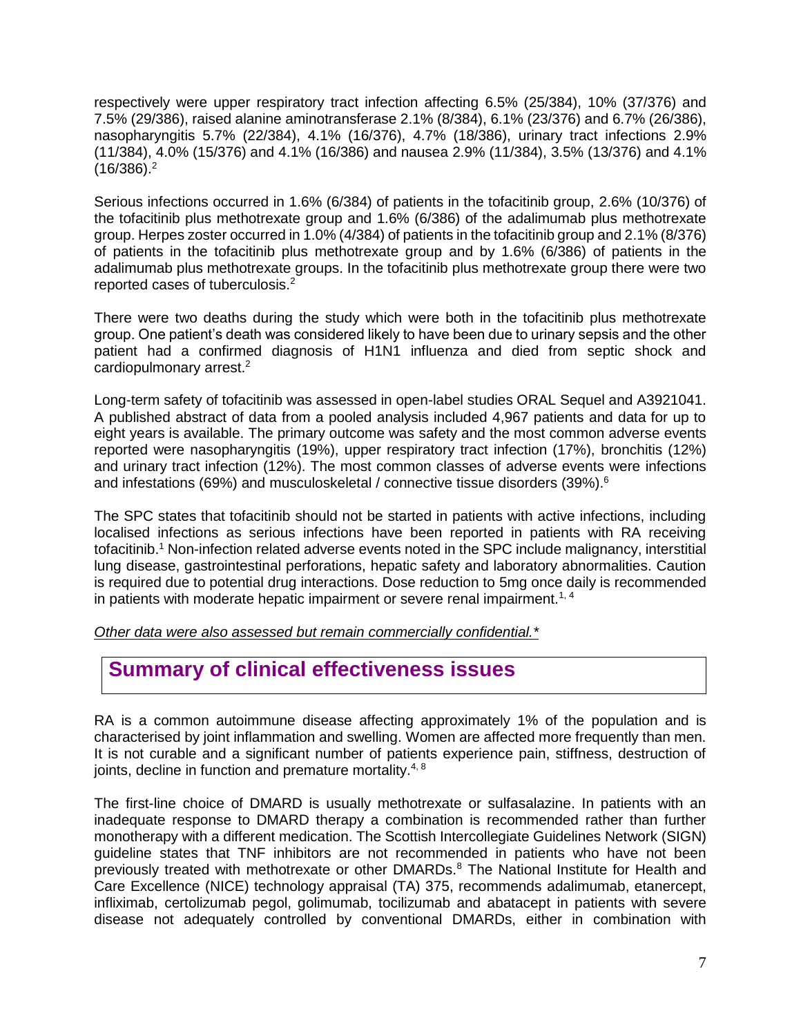respectively were upper respiratory tract infection affecting 6.5% (25/384), 10% (37/376) and 7.5% (29/386), raised alanine aminotransferase 2.1% (8/384), 6.1% (23/376) and 6.7% (26/386), nasopharyngitis 5.7% (22/384), 4.1% (16/376), 4.7% (18/386), urinary tract infections 2.9% (11/384), 4.0% (15/376) and 4.1% (16/386) and nausea 2.9% (11/384), 3.5% (13/376) and 4.1% (16/386).[2]

Serious infections occurred in 1.6% (6/384) of patients in the tofacitinib group, 2.6% (10/376) of the tofacitinib plus methotrexate group and 1.6% (6/386) of the adalimumab plus methotrexate group. Herpes zoster occurred in 1.0% (4/384) of patients in the tofacitinib group and 2.1% (8/376) of patients in the tofacitinib plus methotrexate group and by 1.6% (6/386) of patients in the adalimumab plus methotrexate groups. In the tofacitinib plus methotrexate group there were two reported cases of tuberculosis.[2]

There were two deaths during the study which were both in the tofacitinib plus methotrexate group. One patient's death was considered likely to have been due to urinary sepsis and the other patient had a confirmed diagnosis of H1N1 influenza and died from septic shock and cardiopulmonary arrest.[2]

Long-term safety of tofacitinib was assessed in open-label studies ORAL Sequel and A3921041. A published abstract of data from a pooled analysis included 4,967 patients and data for up to eight years is available. The primary outcome was safety and the most common adverse events reported were nasopharyngitis (19%), upper respiratory tract infection (17%), bronchitis (12%) and urinary tract infection (12%). The most common classes of adverse events were infections and infestations (69%) and musculoskeletal / connective tissue disorders (39%).[6]

The SPC states that tofacitinib should not be started in patients with active infections, including localised infections as serious infections have been reported in patients with RA receiving tofacitinib.[1] Non-infection related adverse events noted in the SPC include malignancy, interstitial lung disease, gastrointestinal perforations, hepatic safety and laboratory abnormalities. Caution is required due to potential drug interactions. Dose reduction to 5mg once daily is recommended in patients with moderate hepatic impairment or severe renal impairment.[1, 4]

*Other data were also assessed but remain commercially confidential.**

## Summary of clinical effectiveness issues

RA is a common autoimmune disease affecting approximately 1% of the population and is characterised by joint inflammation and swelling. Women are affected more frequently than men. It is not curable and a significant number of patients experience pain, stiffness, destruction of joints, decline in function and premature mortality.[4, 8]

The first-line choice of DMARD is usually methotrexate or sulfasalazine. In patients with an inadequate response to DMARD therapy a combination is recommended rather than further monotherapy with a different medication. The Scottish Intercollegiate Guidelines Network (SIGN) guideline states that TNF inhibitors are not recommended in patients who have not been previously treated with methotrexate or other DMARDs.[8] The National Institute for Health and Care Excellence (NICE) technology appraisal (TA) 375, recommends adalimumab, etanercept, infliximab, certolizumab pegol, golimumab, tocilizumab and abatacept in patients with severe disease not adequately controlled by conventional DMARDs, either in combination with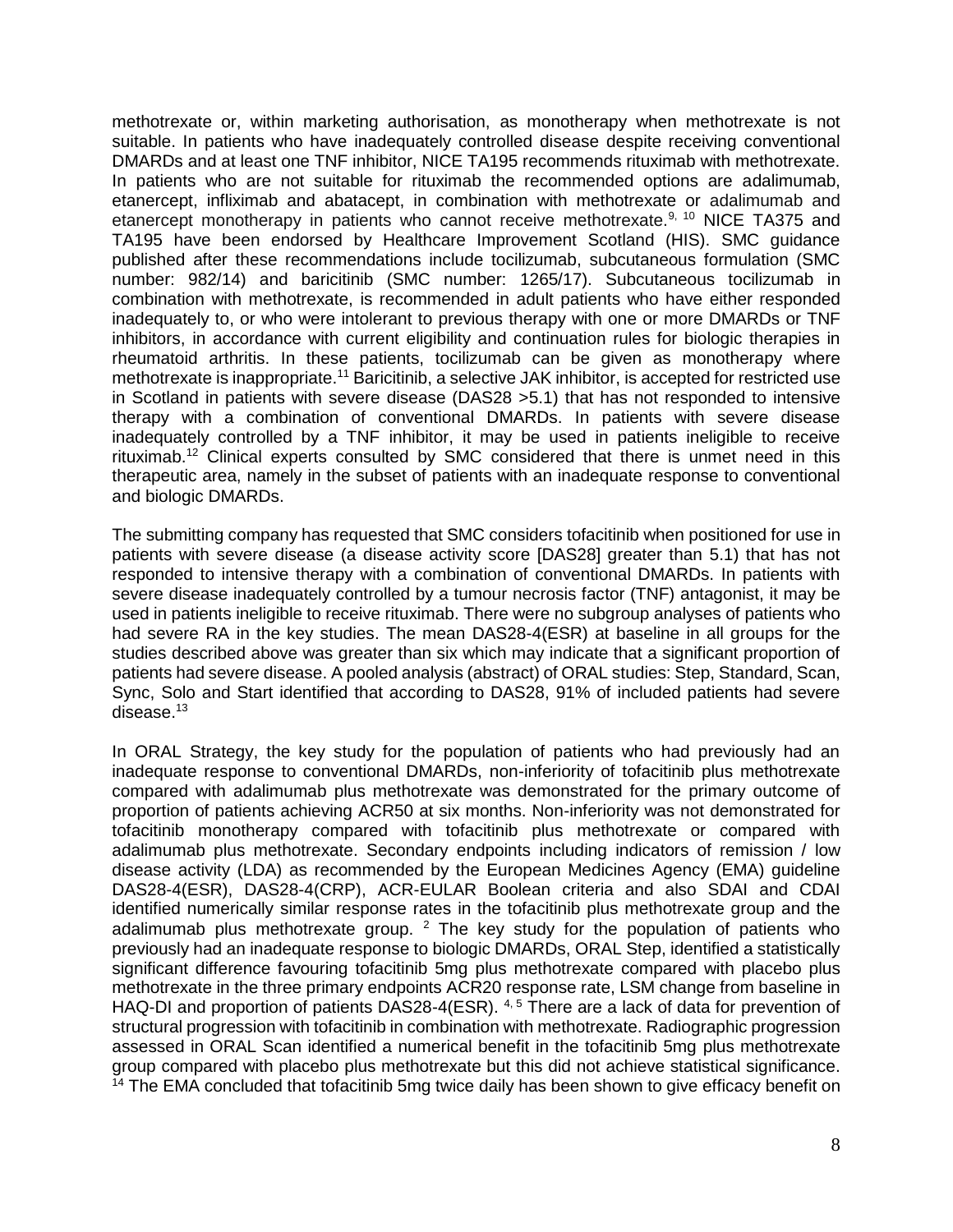methotrexate or, within marketing authorisation, as monotherapy when methotrexate is not suitable. In patients who have inadequately controlled disease despite receiving conventional DMARDs and at least one TNF inhibitor, NICE TA195 recommends rituximab with methotrexate. In patients who are not suitable for rituximab the recommended options are adalimumab, etanercept, infliximab and abatacept, in combination with methotrexate or adalimumab and etanercept monotherapy in patients who cannot receive methotrexate.[9, 10] NICE TA375 and TA195 have been endorsed by Healthcare Improvement Scotland (HIS). SMC guidance published after these recommendations include tocilizumab, subcutaneous formulation (SMC number: 982/14) and baricitinib (SMC number: 1265/17). Subcutaneous tocilizumab in combination with methotrexate, is recommended in adult patients who have either responded inadequately to, or who were intolerant to previous therapy with one or more DMARDs or TNF inhibitors, in accordance with current eligibility and continuation rules for biologic therapies in rheumatoid arthritis. In these patients, tocilizumab can be given as monotherapy where methotrexate is inappropriate.[11] Baricitinib, a selective JAK inhibitor, is accepted for restricted use in Scotland in patients with severe disease (DAS28 >5.1) that has not responded to intensive therapy with a combination of conventional DMARDs. In patients with severe disease inadequately controlled by a TNF inhibitor, it may be used in patients ineligible to receive rituximab.[12] Clinical experts consulted by SMC considered that there is unmet need in this therapeutic area, namely in the subset of patients with an inadequate response to conventional and biologic DMARDs.

The submitting company has requested that SMC considers tofacitinib when positioned for use in patients with severe disease (a disease activity score [DAS28] greater than 5.1) that has not responded to intensive therapy with a combination of conventional DMARDs. In patients with severe disease inadequately controlled by a tumour necrosis factor (TNF) antagonist, it may be used in patients ineligible to receive rituximab. There were no subgroup analyses of patients who had severe RA in the key studies. The mean DAS28-4(ESR) at baseline in all groups for the studies described above was greater than six which may indicate that a significant proportion of patients had severe disease. A pooled analysis (abstract) of ORAL studies: Step, Standard, Scan, Sync, Solo and Start identified that according to DAS28, 91% of included patients had severe disease.[13]

In ORAL Strategy, the key study for the population of patients who had previously had an inadequate response to conventional DMARDs, non-inferiority of tofacitinib plus methotrexate compared with adalimumab plus methotrexate was demonstrated for the primary outcome of proportion of patients achieving ACR50 at six months. Non-inferiority was not demonstrated for tofacitinib monotherapy compared with tofacitinib plus methotrexate or compared with adalimumab plus methotrexate. Secondary endpoints including indicators of remission / low disease activity (LDA) as recommended by the European Medicines Agency (EMA) guideline DAS28-4(ESR), DAS28-4(CRP), ACR-EULAR Boolean criteria and also SDAI and CDAI identified numerically similar response rates in the tofacitinib plus methotrexate group and the adalimumab plus methotrexate group. [2] The key study for the population of patients who previously had an inadequate response to biologic DMARDs, ORAL Step, identified a statistically significant difference favouring tofacitinib 5mg plus methotrexate compared with placebo plus methotrexate in the three primary endpoints ACR20 response rate, LSM change from baseline in HAQ-DI and proportion of patients DAS28-4(ESR). [4, 5] There are a lack of data for prevention of structural progression with tofacitinib in combination with methotrexate. Radiographic progression assessed in ORAL Scan identified a numerical benefit in the tofacitinib 5mg plus methotrexate group compared with placebo plus methotrexate but this did not achieve statistical significance. [14] The EMA concluded that tofacitinib 5mg twice daily has been shown to give efficacy benefit on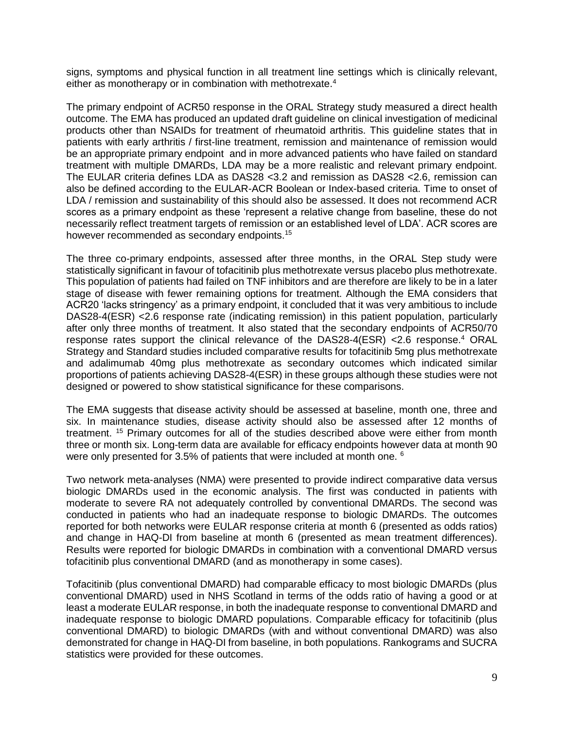signs, symptoms and physical function in all treatment line settings which is clinically relevant, either as monotherapy or in combination with methotrexate.[4]

The primary endpoint of ACR50 response in the ORAL Strategy study measured a direct health outcome. The EMA has produced an updated draft guideline on clinical investigation of medicinal products other than NSAIDs for treatment of rheumatoid arthritis. This guideline states that in patients with early arthritis / first-line treatment, remission and maintenance of remission would be an appropriate primary endpoint and in more advanced patients who have failed on standard treatment with multiple DMARDs, LDA may be a more realistic and relevant primary endpoint. The EULAR criteria defines LDA as DAS28 <3.2 and remission as DAS28 <2.6, remission can also be defined according to the EULAR-ACR Boolean or Index-based criteria. Time to onset of LDA / remission and sustainability of this should also be assessed. It does not recommend ACR scores as a primary endpoint as these 'represent a relative change from baseline, these do not necessarily reflect treatment targets of remission or an established level of LDA'. ACR scores are however recommended as secondary endpoints.[15]

The three co-primary endpoints, assessed after three months, in the ORAL Step study were statistically significant in favour of tofacitinib plus methotrexate versus placebo plus methotrexate. This population of patients had failed on TNF inhibitors and are therefore are likely to be in a later stage of disease with fewer remaining options for treatment. Although the EMA considers that ACR20 'lacks stringency' as a primary endpoint, it concluded that it was very ambitious to include DAS28-4(ESR) <2.6 response rate (indicating remission) in this patient population, particularly after only three months of treatment. It also stated that the secondary endpoints of ACR50/70 response rates support the clinical relevance of the DAS28-4(ESR) <2.6 response.[4] ORAL Strategy and Standard studies included comparative results for tofacitinib 5mg plus methotrexate and adalimumab 40mg plus methotrexate as secondary outcomes which indicated similar proportions of patients achieving DAS28-4(ESR) in these groups although these studies were not designed or powered to show statistical significance for these comparisons.

The EMA suggests that disease activity should be assessed at baseline, month one, three and six. In maintenance studies, disease activity should also be assessed after 12 months of treatment. [15] Primary outcomes for all of the studies described above were either from month three or month six. Long-term data are available for efficacy endpoints however data at month 90 were only presented for 3.5% of patients that were included at month one. [6]

Two network meta-analyses (NMA) were presented to provide indirect comparative data versus biologic DMARDs used in the economic analysis. The first was conducted in patients with moderate to severe RA not adequately controlled by conventional DMARDs. The second was conducted in patients who had an inadequate response to biologic DMARDs. The outcomes reported for both networks were EULAR response criteria at month 6 (presented as odds ratios) and change in HAQ-DI from baseline at month 6 (presented as mean treatment differences). Results were reported for biologic DMARDs in combination with a conventional DMARD versus tofacitinib plus conventional DMARD (and as monotherapy in some cases).

Tofacitinib (plus conventional DMARD) had comparable efficacy to most biologic DMARDs (plus conventional DMARD) used in NHS Scotland in terms of the odds ratio of having a good or at least a moderate EULAR response, in both the inadequate response to conventional DMARD and inadequate response to biologic DMARD populations. Comparable efficacy for tofacitinib (plus conventional DMARD) to biologic DMARDs (with and without conventional DMARD) was also demonstrated for change in HAQ-DI from baseline, in both populations. Rankograms and SUCRA statistics were provided for these outcomes.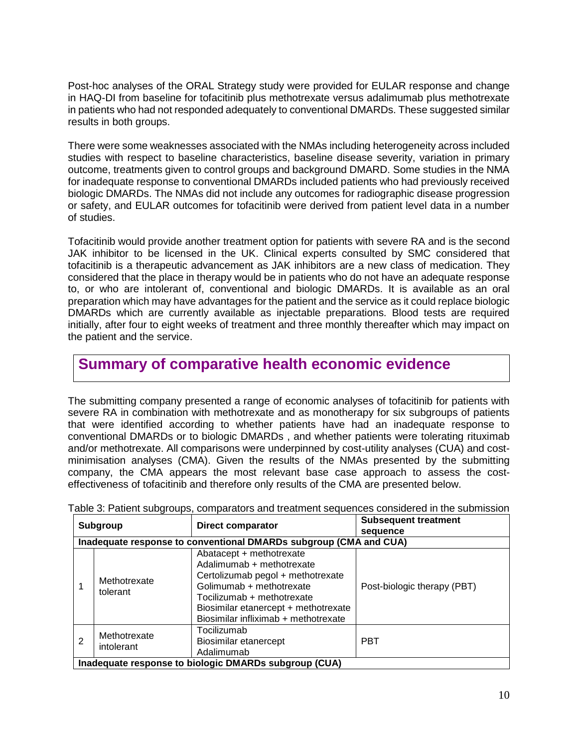Post-hoc analyses of the ORAL Strategy study were provided for EULAR response and change in HAQ-DI from baseline for tofacitinib plus methotrexate versus adalimumab plus methotrexate in patients who had not responded adequately to conventional DMARDs. These suggested similar results in both groups.

There were some weaknesses associated with the NMAs including heterogeneity across included studies with respect to baseline characteristics, baseline disease severity, variation in primary outcome, treatments given to control groups and background DMARD. Some studies in the NMA for inadequate response to conventional DMARDs included patients who had previously received biologic DMARDs. The NMAs did not include any outcomes for radiographic disease progression or safety, and EULAR outcomes for tofacitinib were derived from patient level data in a number of studies.

Tofacitinib would provide another treatment option for patients with severe RA and is the second JAK inhibitor to be licensed in the UK. Clinical experts consulted by SMC considered that tofacitinib is a therapeutic advancement as JAK inhibitors are a new class of medication. They considered that the place in therapy would be in patients who do not have an adequate response to, or who are intolerant of, conventional and biologic DMARDs. It is available as an oral preparation which may have advantages for the patient and the service as it could replace biologic DMARDs which are currently available as injectable preparations. Blood tests are required initially, after four to eight weeks of treatment and three monthly thereafter which may impact on the patient and the service.

## Summary of comparative health economic evidence

The submitting company presented a range of economic analyses of tofacitinib for patients with severe RA in combination with methotrexate and as monotherapy for six subgroups of patients that were identified according to whether patients have had an inadequate response to conventional DMARDs or to biologic DMARDs , and whether patients were tolerating rituximab and/or methotrexate. All comparisons were underpinned by cost-utility analyses (CUA) and cost-minimisation analyses (CMA). Given the results of the NMAs presented by the submitting company, the CMA appears the most relevant base case approach to assess the cost-effectiveness of tofacitinib and therefore only results of the CMA are presented below.

Table 3: Patient subgroups, comparators and treatment sequences considered in the submission

| Subgroup | | Direct comparator | Subsequent treatment sequence |
|---|---|---|---|
| **Inadequate response to conventional DMARDs subgroup (CMA and CUA)** | | | |
| 1 | Methotrexate tolerant | Abatacept + methotrexate<br>Adalimumab + methotrexate<br>Certolizumab pegol + methotrexate<br>Golimumab + methotrexate<br>Tocilizumab + methotrexate<br>Biosimilar etanercept + methotrexate<br>Biosimilar infliximab + methotrexate | Post-biologic therapy (PBT) |
| 2 | Methotrexate intolerant | Tocilizumab<br>Biosimilar etanercept<br>Adalimumab | PBT |
| **Inadequate response to biologic DMARDs subgroup (CUA)** | | | |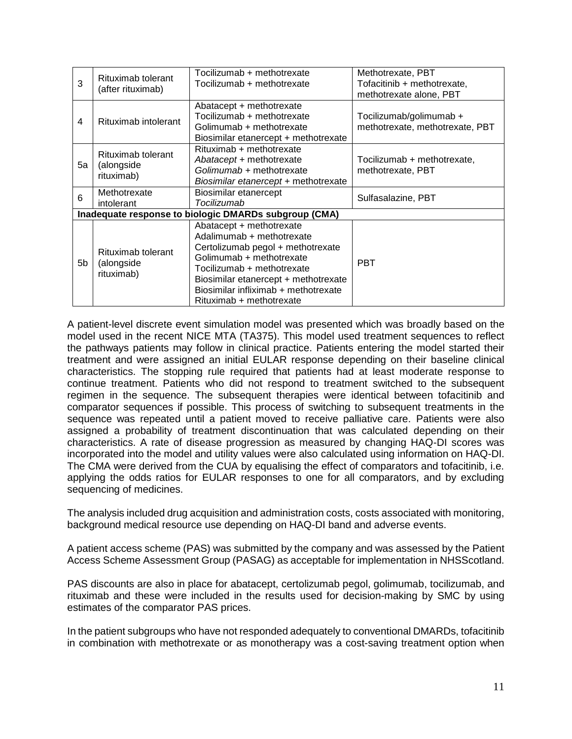| 3 | Rituximab tolerant (after rituximab) | Tocilizumab + methotrexate<br>Tocilizumab + methotrexate | Methotrexate, PBT<br>Tofacitinib + methotrexate, methotrexate alone, PBT |
|---|---|---|---|
| 4 | Rituximab intolerant | Abatacept + methotrexate<br>Tocilizumab + methotrexate<br>Golimumab + methotrexate<br>Biosimilar etanercept + methotrexate | Tocilizumab/golimumab + methotrexate, methotrexate, PBT |
| 5a | Rituximab tolerant (alongside rituximab) | Rituximab + methotrexate<br>*Abatacept* + methotrexate<br>*Golimumab* + methotrexate<br>*Biosimilar etanercept* + methotrexate | Tocilizumab + methotrexate, methotrexate, PBT |
| 6 | Methotrexate intolerant | Biosimilar etanercept<br>*Tocilizumab* | Sulfasalazine, PBT |
| **Inadequate response to biologic DMARDs subgroup (CMA)** | | | |
| 5b | Rituximab tolerant (alongside rituximab) | Abatacept + methotrexate<br>Adalimumab + methotrexate<br>Certolizumab pegol + methotrexate<br>Golimumab + methotrexate<br>Tocilizumab + methotrexate<br>Biosimilar etanercept + methotrexate<br>Biosimilar infliximab + methotrexate<br>Rituximab + methotrexate | PBT |

A patient-level discrete event simulation model was presented which was broadly based on the model used in the recent NICE MTA (TA375). This model used treatment sequences to reflect the pathways patients may follow in clinical practice. Patients entering the model started their treatment and were assigned an initial EULAR response depending on their baseline clinical characteristics. The stopping rule required that patients had at least moderate response to continue treatment. Patients who did not respond to treatment switched to the subsequent regimen in the sequence. The subsequent therapies were identical between tofacitinib and comparator sequences if possible. This process of switching to subsequent treatments in the sequence was repeated until a patient moved to receive palliative care. Patients were also assigned a probability of treatment discontinuation that was calculated depending on their characteristics. A rate of disease progression as measured by changing HAQ-DI scores was incorporated into the model and utility values were also calculated using information on HAQ-DI. The CMA were derived from the CUA by equalising the effect of comparators and tofacitinib, i.e. applying the odds ratios for EULAR responses to one for all comparators, and by excluding sequencing of medicines.

The analysis included drug acquisition and administration costs, costs associated with monitoring, background medical resource use depending on HAQ-DI band and adverse events.

A patient access scheme (PAS) was submitted by the company and was assessed by the Patient Access Scheme Assessment Group (PASAG) as acceptable for implementation in NHSScotland.

PAS discounts are also in place for abatacept, certolizumab pegol, golimumab, tocilizumab, and rituximab and these were included in the results used for decision-making by SMC by using estimates of the comparator PAS prices.

In the patient subgroups who have not responded adequately to conventional DMARDs, tofacitinib in combination with methotrexate or as monotherapy was a cost-saving treatment option when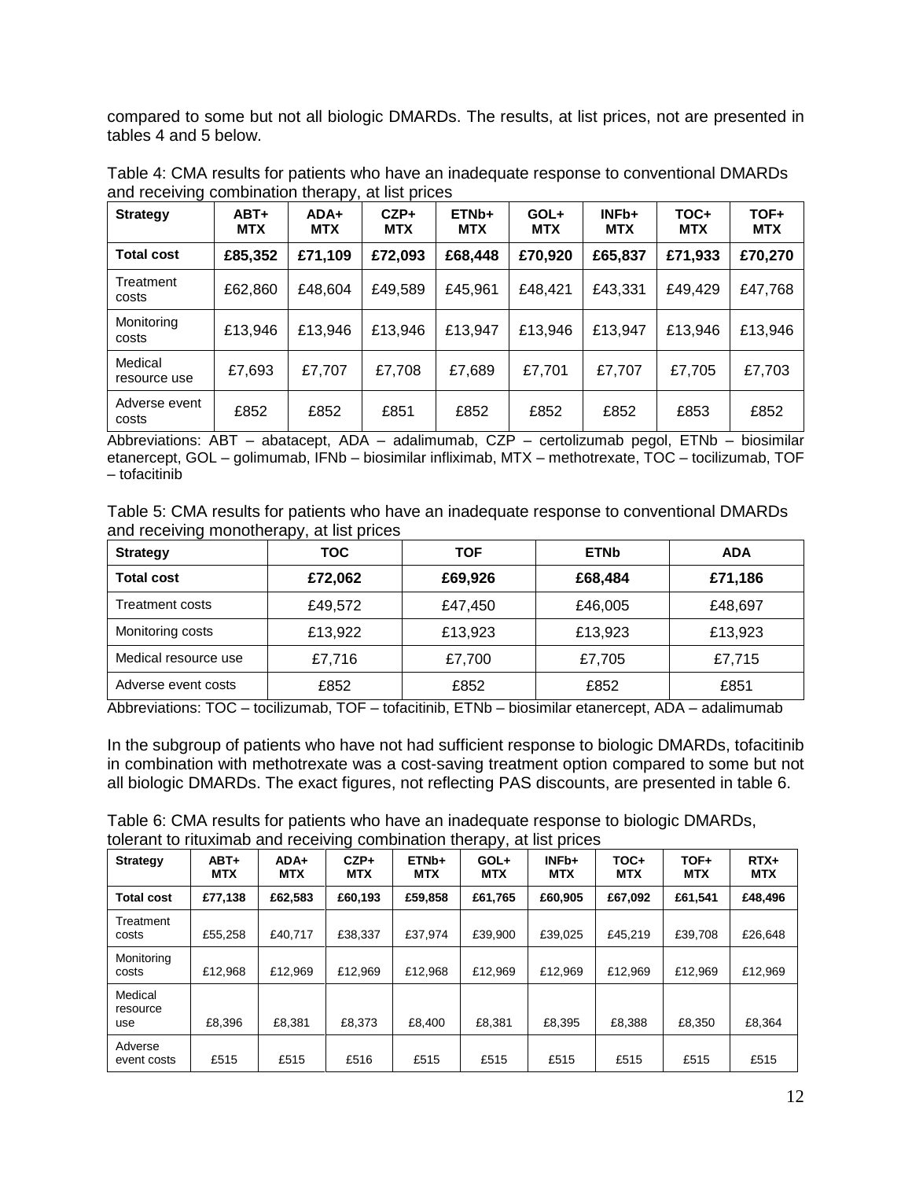compared to some but not all biologic DMARDs. The results, at list prices, not are presented in tables 4 and 5 below.

Table 4: CMA results for patients who have an inadequate response to conventional DMARDs and receiving combination therapy, at list prices

| Strategy | ABT+ MTX | ADA+ MTX | CZP+ MTX | ETNb+ MTX | GOL+ MTX | INFb+ MTX | TOC+ MTX | TOF+ MTX |
|---|---|---|---|---|---|---|---|---|
| **Total cost** | **£85,352** | **£71,109** | **£72,093** | **£68,448** | **£70,920** | **£65,837** | **£71,933** | **£70,270** |
| Treatment costs | £62,860 | £48,604 | £49,589 | £45,961 | £48,421 | £43,331 | £49,429 | £47,768 |
| Monitoring costs | £13,946 | £13,946 | £13,946 | £13,947 | £13,946 | £13,947 | £13,946 | £13,946 |
| Medical resource use | £7,693 | £7,707 | £7,708 | £7,689 | £7,701 | £7,707 | £7,705 | £7,703 |
| Adverse event costs | £852 | £852 | £851 | £852 | £852 | £852 | £853 | £852 |

Abbreviations: ABT – abatacept, ADA – adalimumab, CZP – certolizumab pegol, ETNb – biosimilar etanercept, GOL – golimumab, IFNb – biosimilar infliximab, MTX – methotrexate, TOC – tocilizumab, TOF – tofacitinib

Table 5: CMA results for patients who have an inadequate response to conventional DMARDs and receiving monotherapy, at list prices

| Strategy | TOC | TOF | ETNb | ADA |
|---|---|---|---|---|
| **Total cost** | **£72,062** | **£69,926** | **£68,484** | **£71,186** |
| Treatment costs | £49,572 | £47,450 | £46,005 | £48,697 |
| Monitoring costs | £13,922 | £13,923 | £13,923 | £13,923 |
| Medical resource use | £7,716 | £7,700 | £7,705 | £7,715 |
| Adverse event costs | £852 | £852 | £852 | £851 |

Abbreviations: TOC – tocilizumab, TOF – tofacitinib, ETNb – biosimilar etanercept, ADA – adalimumab

In the subgroup of patients who have not had sufficient response to biologic DMARDs, tofacitinib in combination with methotrexate was a cost-saving treatment option compared to some but not all biologic DMARDs. The exact figures, not reflecting PAS discounts, are presented in table 6.

Table 6: CMA results for patients who have an inadequate response to biologic DMARDs, tolerant to rituximab and receiving combination therapy, at list prices

| Strategy | ABT+ MTX | ADA+ MTX | CZP+ MTX | ETNb+ MTX | GOL+ MTX | INFb+ MTX | TOC+ MTX | TOF+ MTX | RTX+ MTX |
|---|---|---|---|---|---|---|---|---|---|
| **Total cost** | **£77,138** | **£62,583** | **£60,193** | **£59,858** | **£61,765** | **£60,905** | **£67,092** | **£61,541** | **£48,496** |
| Treatment costs | £55,258 | £40,717 | £38,337 | £37,974 | £39,900 | £39,025 | £45,219 | £39,708 | £26,648 |
| Monitoring costs | £12,968 | £12,969 | £12,969 | £12,968 | £12,969 | £12,969 | £12,969 | £12,969 | £12,969 |
| Medical resource use | £8,396 | £8,381 | £8,373 | £8,400 | £8,381 | £8,395 | £8,388 | £8,350 | £8,364 |
| Adverse event costs | £515 | £515 | £516 | £515 | £515 | £515 | £515 | £515 | £515 |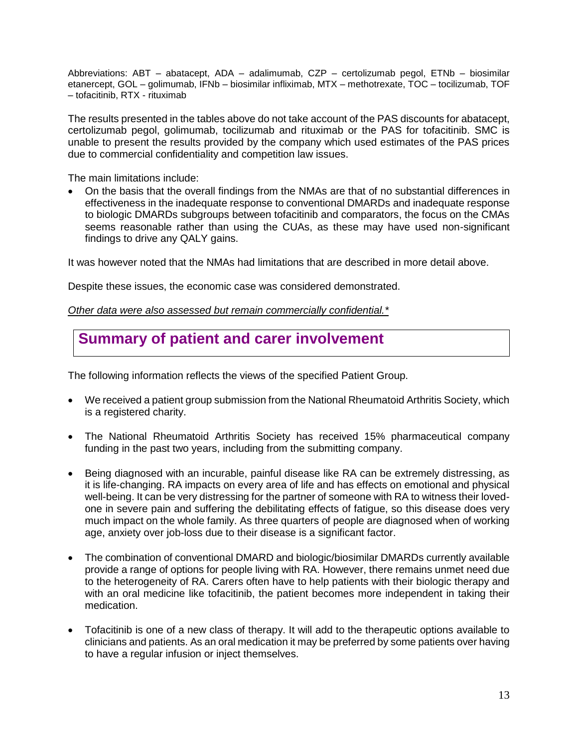Abbreviations: ABT – abatacept, ADA – adalimumab, CZP – certolizumab pegol, ETNb – biosimilar etanercept, GOL – golimumab, IFNb – biosimilar infliximab, MTX – methotrexate, TOC – tocilizumab, TOF – tofacitinib, RTX - rituximab

The results presented in the tables above do not take account of the PAS discounts for abatacept, certolizumab pegol, golimumab, tocilizumab and rituximab or the PAS for tofacitinib. SMC is unable to present the results provided by the company which used estimates of the PAS prices due to commercial confidentiality and competition law issues.

The main limitations include:

- On the basis that the overall findings from the NMAs are that of no substantial differences in effectiveness in the inadequate response to conventional DMARDs and inadequate response to biologic DMARDs subgroups between tofacitinib and comparators, the focus on the CMAs seems reasonable rather than using the CUAs, as these may have used non-significant findings to drive any QALY gains.

It was however noted that the NMAs had limitations that are described in more detail above.

Despite these issues, the economic case was considered demonstrated.

*Other data were also assessed but remain commercially confidential.**

## Summary of patient and carer involvement

The following information reflects the views of the specified Patient Group.

- We received a patient group submission from the National Rheumatoid Arthritis Society, which is a registered charity.
- The National Rheumatoid Arthritis Society has received 15% pharmaceutical company funding in the past two years, including from the submitting company.
- Being diagnosed with an incurable, painful disease like RA can be extremely distressing, as it is life-changing. RA impacts on every area of life and has effects on emotional and physical well-being. It can be very distressing for the partner of someone with RA to witness their loved-one in severe pain and suffering the debilitating effects of fatigue, so this disease does very much impact on the whole family. As three quarters of people are diagnosed when of working age, anxiety over job-loss due to their disease is a significant factor.
- The combination of conventional DMARD and biologic/biosimilar DMARDs currently available provide a range of options for people living with RA. However, there remains unmet need due to the heterogeneity of RA. Carers often have to help patients with their biologic therapy and with an oral medicine like tofacitinib, the patient becomes more independent in taking their medication.
- Tofacitinib is one of a new class of therapy. It will add to the therapeutic options available to clinicians and patients. As an oral medication it may be preferred by some patients over having to have a regular infusion or inject themselves.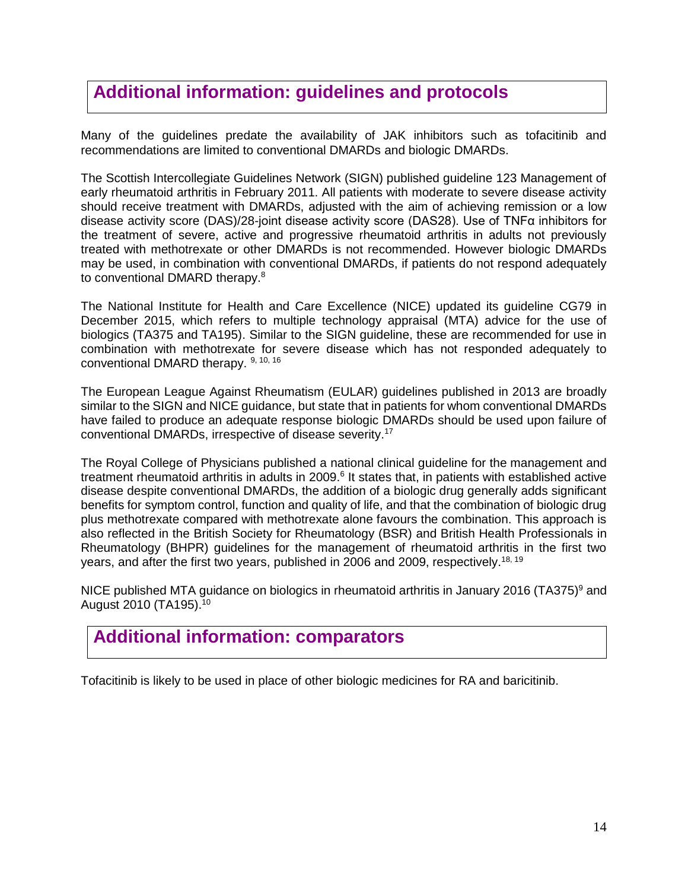## Additional information: guidelines and protocols

Many of the guidelines predate the availability of JAK inhibitors such as tofacitinib and recommendations are limited to conventional DMARDs and biologic DMARDs.

The Scottish Intercollegiate Guidelines Network (SIGN) published guideline 123 Management of early rheumatoid arthritis in February 2011. All patients with moderate to severe disease activity should receive treatment with DMARDs, adjusted with the aim of achieving remission or a low disease activity score (DAS)/28-joint disease activity score (DAS28). Use of TNFα inhibitors for the treatment of severe, active and progressive rheumatoid arthritis in adults not previously treated with methotrexate or other DMARDs is not recommended. However biologic DMARDs may be used, in combination with conventional DMARDs, if patients do not respond adequately to conventional DMARD therapy.[8]

The National Institute for Health and Care Excellence (NICE) updated its guideline CG79 in December 2015, which refers to multiple technology appraisal (MTA) advice for the use of biologics (TA375 and TA195). Similar to the SIGN guideline, these are recommended for use in combination with methotrexate for severe disease which has not responded adequately to conventional DMARD therapy. [9, 10, 16]

The European League Against Rheumatism (EULAR) guidelines published in 2013 are broadly similar to the SIGN and NICE guidance, but state that in patients for whom conventional DMARDs have failed to produce an adequate response biologic DMARDs should be used upon failure of conventional DMARDs, irrespective of disease severity.[17]

The Royal College of Physicians published a national clinical guideline for the management and treatment rheumatoid arthritis in adults in 2009.[6] It states that, in patients with established active disease despite conventional DMARDs, the addition of a biologic drug generally adds significant benefits for symptom control, function and quality of life, and that the combination of biologic drug plus methotrexate compared with methotrexate alone favours the combination. This approach is also reflected in the British Society for Rheumatology (BSR) and British Health Professionals in Rheumatology (BHPR) guidelines for the management of rheumatoid arthritis in the first two years, and after the first two years, published in 2006 and 2009, respectively.[18, 19]

NICE published MTA guidance on biologics in rheumatoid arthritis in January 2016 (TA375)[9] and August 2010 (TA195).[10]

## Additional information: comparators

Tofacitinib is likely to be used in place of other biologic medicines for RA and baricitinib.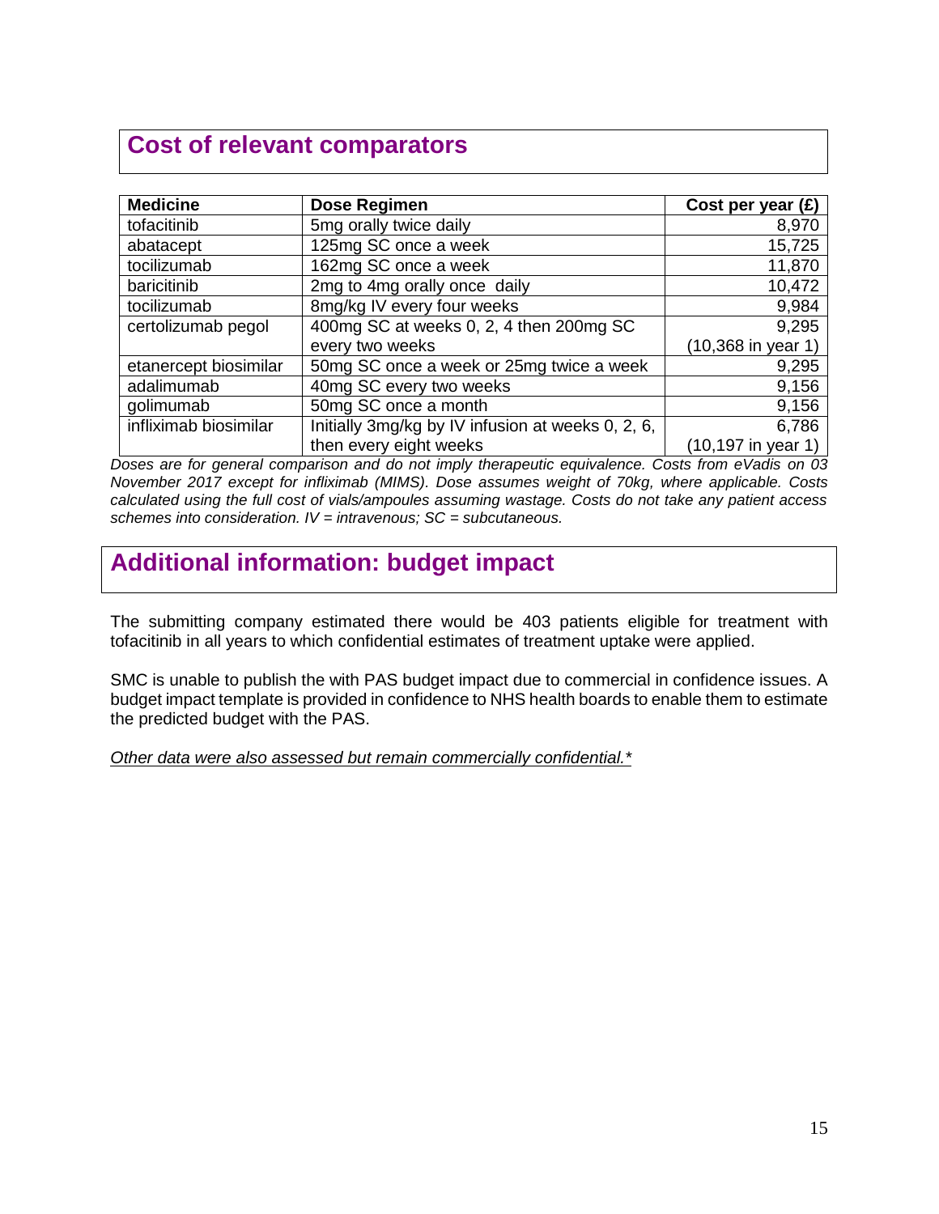## Cost of relevant comparators

| Medicine | Dose Regimen | Cost per year (£) |
|---|---|---|
| tofacitinib | 5mg orally twice daily | 8,970 |
| abatacept | 125mg SC once a week | 15,725 |
| tocilizumab | 162mg SC once a week | 11,870 |
| baricitinib | 2mg to 4mg orally once daily | 10,472 |
| tocilizumab | 8mg/kg IV every four weeks | 9,984 |
| certolizumab pegol | 400mg SC at weeks 0, 2, 4 then 200mg SC every two weeks | 9,295 (10,368 in year 1) |
| etanercept biosimilar | 50mg SC once a week or 25mg twice a week | 9,295 |
| adalimumab | 40mg SC every two weeks | 9,156 |
| golimumab | 50mg SC once a month | 9,156 |
| infliximab biosimilar | Initially 3mg/kg by IV infusion at weeks 0, 2, 6, then every eight weeks | 6,786 (10,197 in year 1) |

*Doses are for general comparison and do not imply therapeutic equivalence. Costs from eVadis on 03 November 2017 except for infliximab (MIMS). Dose assumes weight of 70kg, where applicable. Costs calculated using the full cost of vials/ampoules assuming wastage. Costs do not take any patient access schemes into consideration. IV = intravenous; SC = subcutaneous.*

## Additional information: budget impact

The submitting company estimated there would be 403 patients eligible for treatment with tofacitinib in all years to which confidential estimates of treatment uptake were applied.

SMC is unable to publish the with PAS budget impact due to commercial in confidence issues. A budget impact template is provided in confidence to NHS health boards to enable them to estimate the predicted budget with the PAS.

*Other data were also assessed but remain commercially confidential.**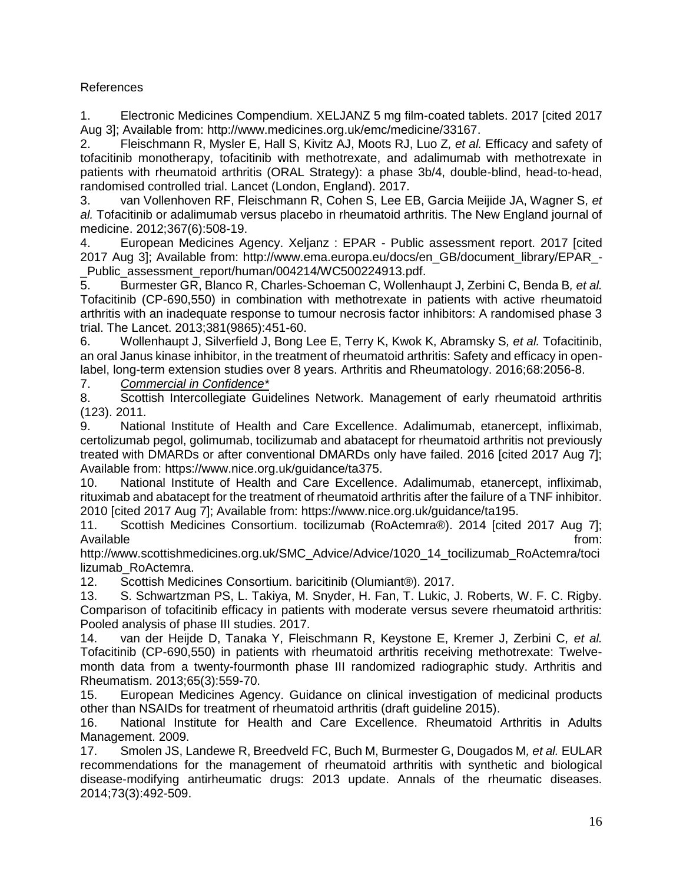References

1. Electronic Medicines Compendium. XELJANZ 5 mg film-coated tablets. 2017 [cited 2017 Aug 3]; Available from: http://www.medicines.org.uk/emc/medicine/33167.
2. Fleischmann R, Mysler E, Hall S, Kivitz AJ, Moots RJ, Luo Z*, et al.* Efficacy and safety of tofacitinib monotherapy, tofacitinib with methotrexate, and adalimumab with methotrexate in patients with rheumatoid arthritis (ORAL Strategy): a phase 3b/4, double-blind, head-to-head, randomised controlled trial. Lancet (London, England). 2017.
3. van Vollenhoven RF, Fleischmann R, Cohen S, Lee EB, Garcia Meijide JA, Wagner S*, et al.* Tofacitinib or adalimumab versus placebo in rheumatoid arthritis. The New England journal of medicine. 2012;367(6):508-19.
4. European Medicines Agency. Xeljanz : EPAR - Public assessment report. 2017 [cited 2017 Aug 3]; Available from: http://www.ema.europa.eu/docs/en_GB/document_library/EPAR_-_Public_assessment_report/human/004214/WC500224913.pdf.
5. Burmester GR, Blanco R, Charles-Schoeman C, Wollenhaupt J, Zerbini C, Benda B*, et al.* Tofacitinib (CP-690,550) in combination with methotrexate in patients with active rheumatoid arthritis with an inadequate response to tumour necrosis factor inhibitors: A randomised phase 3 trial. The Lancet. 2013;381(9865):451-60.
6. Wollenhaupt J, Silverfield J, Bong Lee E, Terry K, Kwok K, Abramsky S*, et al.* Tofacitinib, an oral Janus kinase inhibitor, in the treatment of rheumatoid arthritis: Safety and efficacy in open-label, long-term extension studies over 8 years. Arthritis and Rheumatology. 2016;68:2056-8.
7. *Commercial in Confidence**
8. Scottish Intercollegiate Guidelines Network. Management of early rheumatoid arthritis (123). 2011.
9. National Institute of Health and Care Excellence. Adalimumab, etanercept, infliximab, certolizumab pegol, golimumab, tocilizumab and abatacept for rheumatoid arthritis not previously treated with DMARDs or after conventional DMARDs only have failed. 2016 [cited 2017 Aug 7]; Available from: https://www.nice.org.uk/guidance/ta375.
10. National Institute of Health and Care Excellence. Adalimumab, etanercept, infliximab, rituximab and abatacept for the treatment of rheumatoid arthritis after the failure of a TNF inhibitor. 2010 [cited 2017 Aug 7]; Available from: https://www.nice.org.uk/guidance/ta195.
11. Scottish Medicines Consortium. tocilizumab (RoActemra®). 2014 [cited 2017 Aug 7]; Available from: http://www.scottishmedicines.org.uk/SMC_Advice/Advice/1020_14_tocilizumab_RoActemra/tocilizumab_RoActemra.
12. Scottish Medicines Consortium. baricitinib (Olumiant®). 2017.
13. S. Schwartzman PS, L. Takiya, M. Snyder, H. Fan, T. Lukic, J. Roberts, W. F. C. Rigby. Comparison of tofacitinib efficacy in patients with moderate versus severe rheumatoid arthritis: Pooled analysis of phase III studies. 2017.
14. van der Heijde D, Tanaka Y, Fleischmann R, Keystone E, Kremer J, Zerbini C*, et al.* Tofacitinib (CP-690,550) in patients with rheumatoid arthritis receiving methotrexate: Twelve-month data from a twenty-fourmonth phase III randomized radiographic study. Arthritis and Rheumatism. 2013;65(3):559-70.
15. European Medicines Agency. Guidance on clinical investigation of medicinal products other than NSAIDs for treatment of rheumatoid arthritis (draft guideline 2015).
16. National Institute for Health and Care Excellence. Rheumatoid Arthritis in Adults Management. 2009.
17. Smolen JS, Landewe R, Breedveld FC, Buch M, Burmester G, Dougados M*, et al.* EULAR recommendations for the management of rheumatoid arthritis with synthetic and biological disease-modifying antirheumatic drugs: 2013 update. Annals of the rheumatic diseases. 2014;73(3):492-509.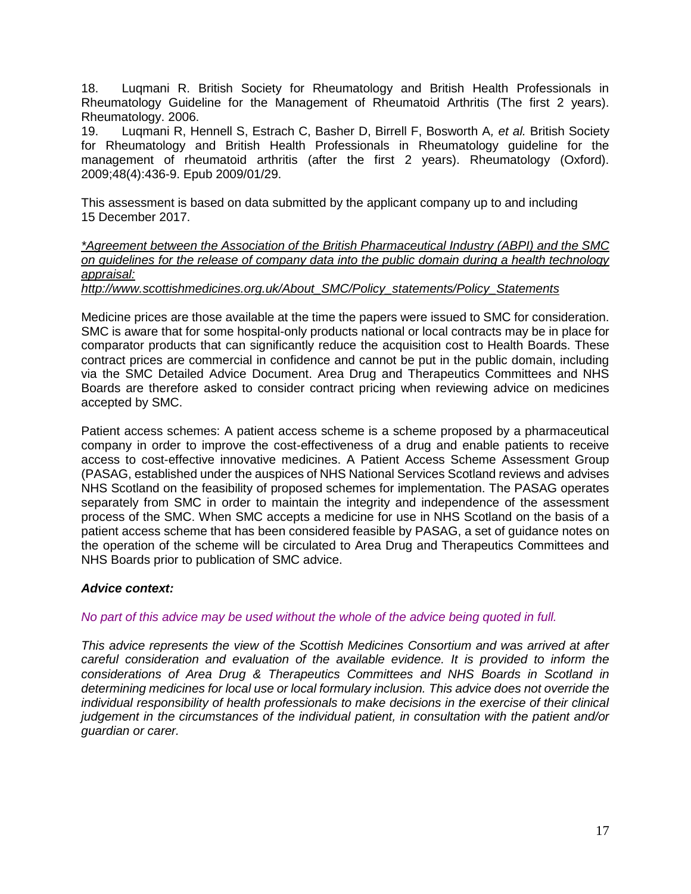18. Luqmani R. British Society for Rheumatology and British Health Professionals in Rheumatology Guideline for the Management of Rheumatoid Arthritis (The first 2 years). Rheumatology. 2006.

19. Luqmani R, Hennell S, Estrach C, Basher D, Birrell F, Bosworth A*, et al.* British Society for Rheumatology and British Health Professionals in Rheumatology guideline for the management of rheumatoid arthritis (after the first 2 years). Rheumatology (Oxford). 2009;48(4):436-9. Epub 2009/01/29.

This assessment is based on data submitted by the applicant company up to and including 15 December 2017.

*<u>*Agreement between the Association of the British Pharmaceutical Industry (ABPI) and the SMC on guidelines for the release of company data into the public domain during a health technology appraisal:</u>*

*<u>http://www.scottishmedicines.org.uk/About_SMC/Policy_statements/Policy_Statements</u>*

Medicine prices are those available at the time the papers were issued to SMC for consideration. SMC is aware that for some hospital-only products national or local contracts may be in place for comparator products that can significantly reduce the acquisition cost to Health Boards. These contract prices are commercial in confidence and cannot be put in the public domain, including via the SMC Detailed Advice Document. Area Drug and Therapeutics Committees and NHS Boards are therefore asked to consider contract pricing when reviewing advice on medicines accepted by SMC.

Patient access schemes: A patient access scheme is a scheme proposed by a pharmaceutical company in order to improve the cost-effectiveness of a drug and enable patients to receive access to cost-effective innovative medicines. A Patient Access Scheme Assessment Group (PASAG, established under the auspices of NHS National Services Scotland reviews and advises NHS Scotland on the feasibility of proposed schemes for implementation. The PASAG operates separately from SMC in order to maintain the integrity and independence of the assessment process of the SMC. When SMC accepts a medicine for use in NHS Scotland on the basis of a patient access scheme that has been considered feasible by PASAG, a set of guidance notes on the operation of the scheme will be circulated to Area Drug and Therapeutics Committees and NHS Boards prior to publication of SMC advice.

***Advice context:***

*No part of this advice may be used without the whole of the advice being quoted in full.*

*This advice represents the view of the Scottish Medicines Consortium and was arrived at after careful consideration and evaluation of the available evidence. It is provided to inform the considerations of Area Drug & Therapeutics Committees and NHS Boards in Scotland in determining medicines for local use or local formulary inclusion. This advice does not override the individual responsibility of health professionals to make decisions in the exercise of their clinical judgement in the circumstances of the individual patient, in consultation with the patient and/or guardian or carer.*